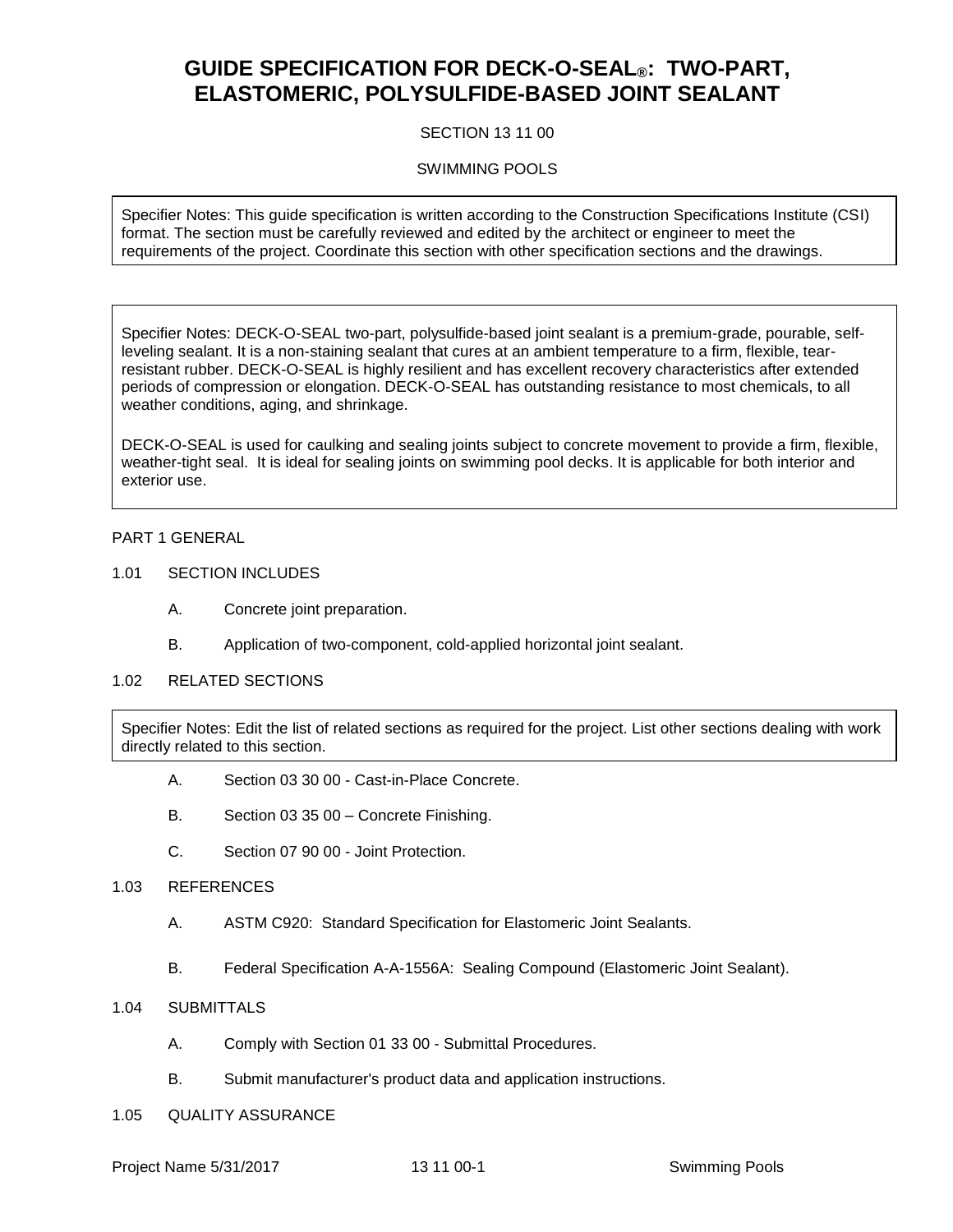# GUIDE SPECIFICATION FOR DECK-O-SEAL®: TWO-PART, ELASTOMERIC, POLYSULFIDE-BASED JOINT SEALANT

SECTION 13 11 00

SWIMMING POOLS

> Specifier Notes: This guide specification is written according to the Construction Specifications Institute (CSI) format. The section must be carefully reviewed and edited by the architect or engineer to meet the requirements of the project. Coordinate this section with other specification sections and the drawings.

> Specifier Notes: DECK-O-SEAL two-part, polysulfide-based joint sealant is a premium-grade, pourable, self-leveling sealant. It is a non-staining sealant that cures at an ambient temperature to a firm, flexible, tear-resistant rubber. DECK-O-SEAL is highly resilient and has excellent recovery characteristics after extended periods of compression or elongation. DECK-O-SEAL has outstanding resistance to most chemicals, to all weather conditions, aging, and shrinkage.
>
> DECK-O-SEAL is used for caulking and sealing joints subject to concrete movement to provide a firm, flexible, weather-tight seal. It is ideal for sealing joints on swimming pool decks. It is applicable for both interior and exterior use.

## PART 1 GENERAL

### 1.01 SECTION INCLUDES

A. Concrete joint preparation.

B. Application of two-component, cold-applied horizontal joint sealant.

### 1.02 RELATED SECTIONS

> Specifier Notes: Edit the list of related sections as required for the project. List other sections dealing with work directly related to this section.

A. Section 03 30 00 - Cast-in-Place Concrete.

B. Section 03 35 00 – Concrete Finishing.

C. Section 07 90 00 - Joint Protection.

### 1.03 REFERENCES

A. ASTM C920: Standard Specification for Elastomeric Joint Sealants.

B. Federal Specification A-A-1556A: Sealing Compound (Elastomeric Joint Sealant).

### 1.04 SUBMITTALS

A. Comply with Section 01 33 00 - Submittal Procedures.

B. Submit manufacturer's product data and application instructions.

### 1.05 QUALITY ASSURANCE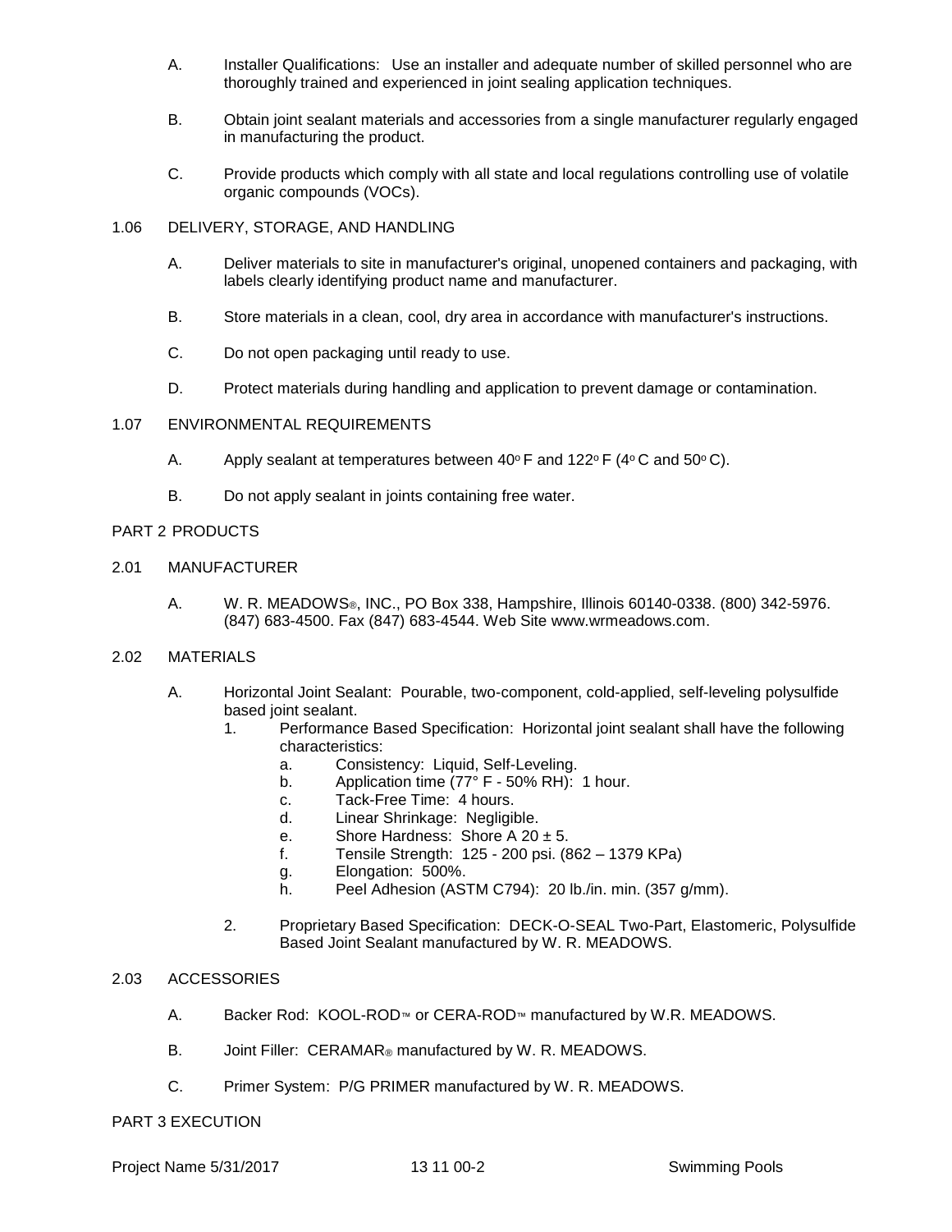A. Installer Qualifications: Use an installer and adequate number of skilled personnel who are thoroughly trained and experienced in joint sealing application techniques.

B. Obtain joint sealant materials and accessories from a single manufacturer regularly engaged in manufacturing the product.

C. Provide products which comply with all state and local regulations controlling use of volatile organic compounds (VOCs).

## 1.06 DELIVERY, STORAGE, AND HANDLING

A. Deliver materials to site in manufacturer's original, unopened containers and packaging, with labels clearly identifying product name and manufacturer.

B. Store materials in a clean, cool, dry area in accordance with manufacturer's instructions.

C. Do not open packaging until ready to use.

D. Protect materials during handling and application to prevent damage or contamination.

## 1.07 ENVIRONMENTAL REQUIREMENTS

A. Apply sealant at temperatures between 40° F and 122° F (4° C and 50° C).

B. Do not apply sealant in joints containing free water.

# PART 2 PRODUCTS

## 2.01 MANUFACTURER

A. W. R. MEADOWS®, INC., PO Box 338, Hampshire, Illinois 60140-0338. (800) 342-5976. (847) 683-4500. Fax (847) 683-4544. Web Site www.wrmeadows.com.

## 2.02 MATERIALS

A. Horizontal Joint Sealant: Pourable, two-component, cold-applied, self-leveling polysulfide based joint sealant.

1. Performance Based Specification: Horizontal joint sealant shall have the following characteristics:
    a. Consistency: Liquid, Self-Leveling.
    b. Application time (77° F - 50% RH): 1 hour.
    c. Tack-Free Time: 4 hours.
    d. Linear Shrinkage: Negligible.
    e. Shore Hardness: Shore A 20 ± 5.
    f. Tensile Strength: 125 - 200 psi. (862 – 1379 KPa)
    g. Elongation: 500%.
    h. Peel Adhesion (ASTM C794): 20 lb./in. min. (357 g/mm).

2. Proprietary Based Specification: DECK-O-SEAL Two-Part, Elastomeric, Polysulfide Based Joint Sealant manufactured by W. R. MEADOWS.

## 2.03 ACCESSORIES

A. Backer Rod: KOOL-ROD™ or CERA-ROD™ manufactured by W.R. MEADOWS.

B. Joint Filler: CERAMAR® manufactured by W. R. MEADOWS.

C. Primer System: P/G PRIMER manufactured by W. R. MEADOWS.

# PART 3 EXECUTION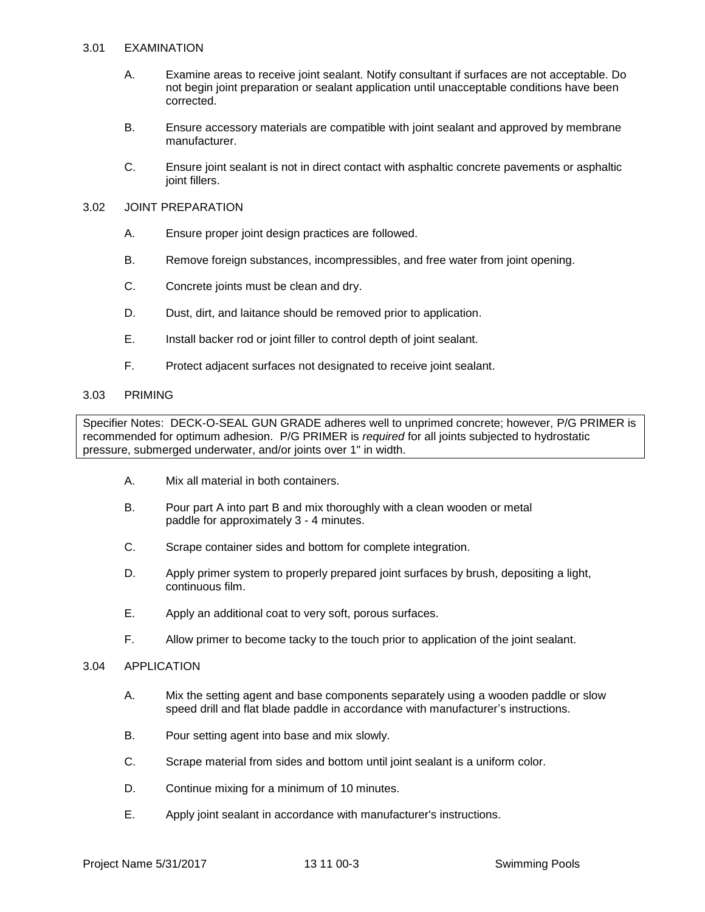### 3.01 EXAMINATION

A. Examine areas to receive joint sealant. Notify consultant if surfaces are not acceptable. Do not begin joint preparation or sealant application until unacceptable conditions have been corrected.

B. Ensure accessory materials are compatible with joint sealant and approved by membrane manufacturer.

C. Ensure joint sealant is not in direct contact with asphaltic concrete pavements or asphaltic joint fillers.

### 3.02 JOINT PREPARATION

A. Ensure proper joint design practices are followed.

B. Remove foreign substances, incompressibles, and free water from joint opening.

C. Concrete joints must be clean and dry.

D. Dust, dirt, and laitance should be removed prior to application.

E. Install backer rod or joint filler to control depth of joint sealant.

F. Protect adjacent surfaces not designated to receive joint sealant.

### 3.03 PRIMING

> Specifier Notes: DECK-O-SEAL GUN GRADE adheres well to unprimed concrete; however, P/G PRIMER is recommended for optimum adhesion. P/G PRIMER is *required* for all joints subjected to hydrostatic pressure, submerged underwater, and/or joints over 1" in width.

A. Mix all material in both containers.

B. Pour part A into part B and mix thoroughly with a clean wooden or metal paddle for approximately 3 - 4 minutes.

C. Scrape container sides and bottom for complete integration.

D. Apply primer system to properly prepared joint surfaces by brush, depositing a light, continuous film.

E. Apply an additional coat to very soft, porous surfaces.

F. Allow primer to become tacky to the touch prior to application of the joint sealant.

### 3.04 APPLICATION

A. Mix the setting agent and base components separately using a wooden paddle or slow speed drill and flat blade paddle in accordance with manufacturer's instructions.

B. Pour setting agent into base and mix slowly.

C. Scrape material from sides and bottom until joint sealant is a uniform color.

D. Continue mixing for a minimum of 10 minutes.

E. Apply joint sealant in accordance with manufacturer's instructions.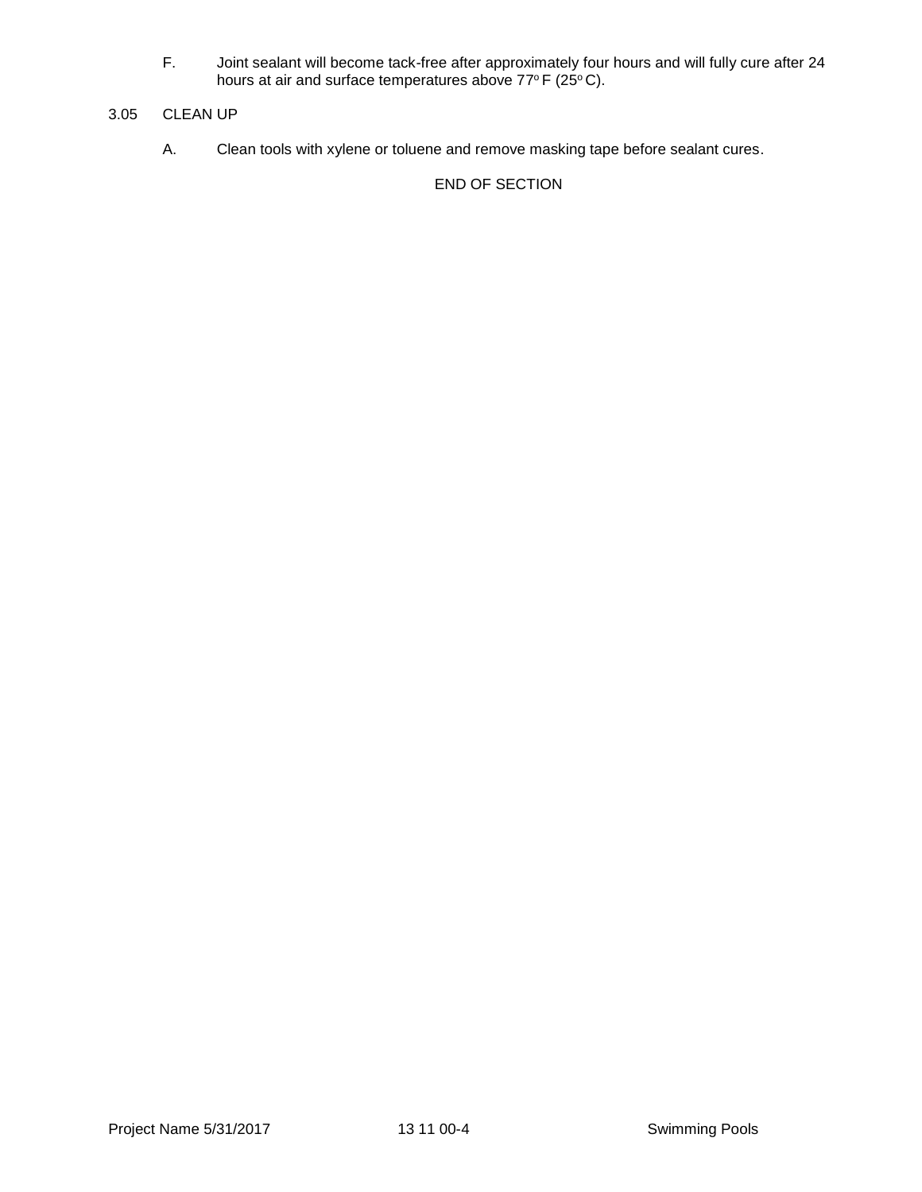F. Joint sealant will become tack-free after approximately four hours and will fully cure after 24 hours at air and surface temperatures above 77º F (25º C).

3.05 CLEAN UP

A. Clean tools with xylene or toluene and remove masking tape before sealant cures.

END OF SECTION